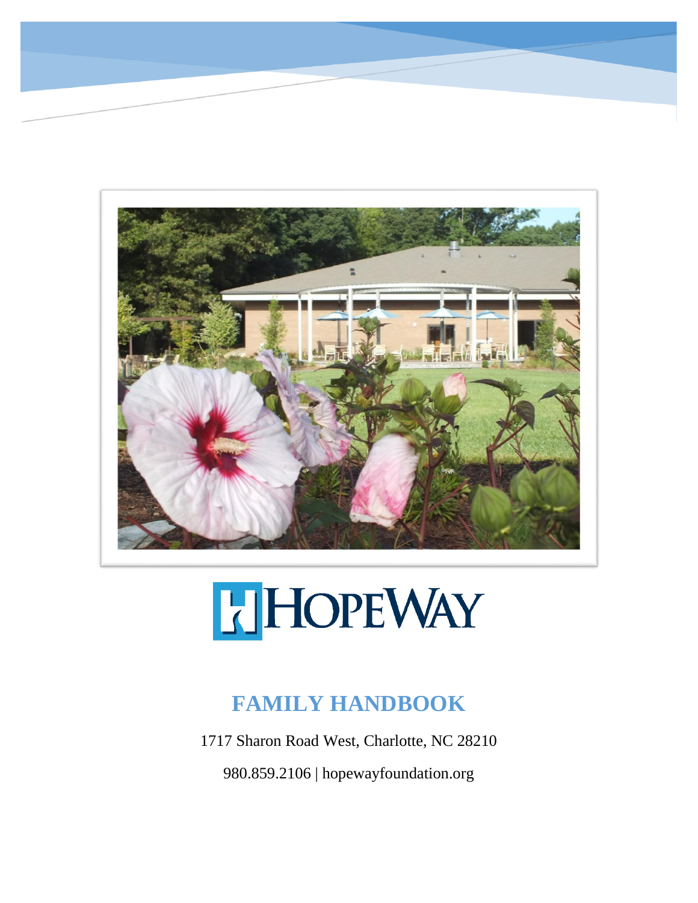HOPEWAY

# FAMILY HANDBOOK

1717 Sharon Road West, Charlotte, NC 28210

980.859.2106 | hopewayfoundation.org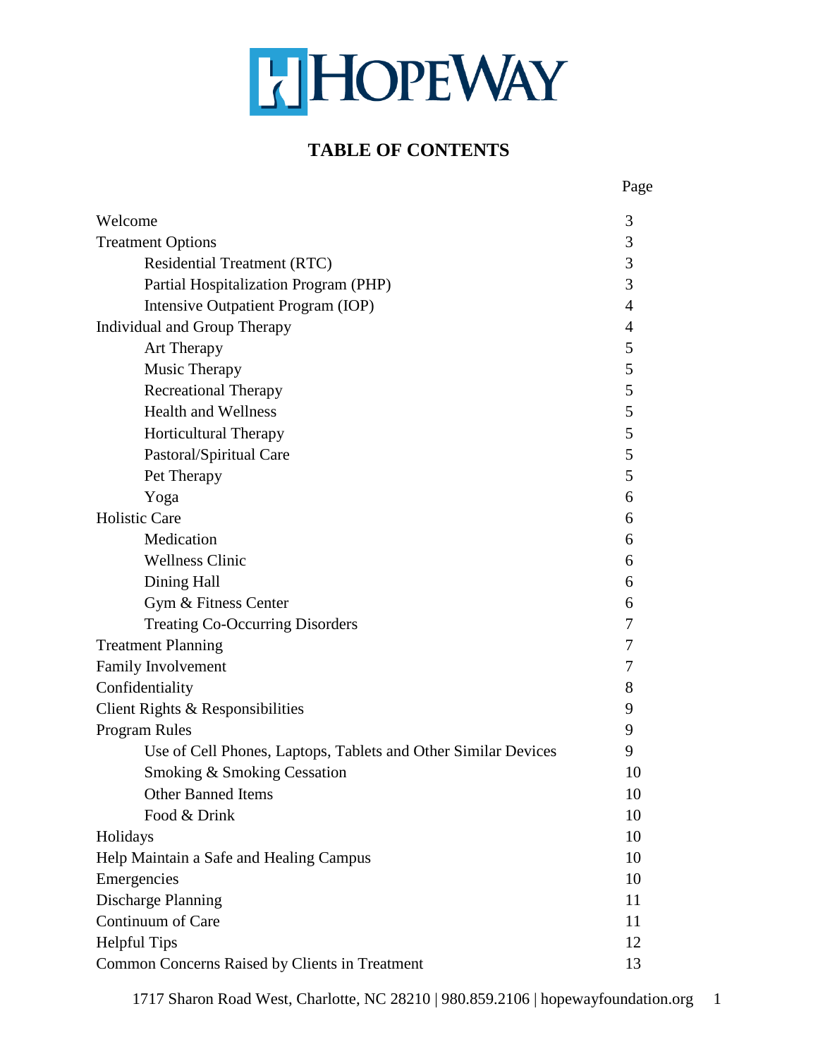# TABLE OF CONTENTS

| | Page |
|---|---|
| Welcome | 3 |
| Treatment Options | 3 |
| &nbsp;&nbsp;&nbsp;&nbsp;Residential Treatment (RTC) | 3 |
| &nbsp;&nbsp;&nbsp;&nbsp;Partial Hospitalization Program (PHP) | 3 |
| &nbsp;&nbsp;&nbsp;&nbsp;Intensive Outpatient Program (IOP) | 4 |
| Individual and Group Therapy | 4 |
| &nbsp;&nbsp;&nbsp;&nbsp;Art Therapy | 5 |
| &nbsp;&nbsp;&nbsp;&nbsp;Music Therapy | 5 |
| &nbsp;&nbsp;&nbsp;&nbsp;Recreational Therapy | 5 |
| &nbsp;&nbsp;&nbsp;&nbsp;Health and Wellness | 5 |
| &nbsp;&nbsp;&nbsp;&nbsp;Horticultural Therapy | 5 |
| &nbsp;&nbsp;&nbsp;&nbsp;Pastoral/Spiritual Care | 5 |
| &nbsp;&nbsp;&nbsp;&nbsp;Pet Therapy | 5 |
| &nbsp;&nbsp;&nbsp;&nbsp;Yoga | 6 |
| Holistic Care | 6 |
| &nbsp;&nbsp;&nbsp;&nbsp;Medication | 6 |
| &nbsp;&nbsp;&nbsp;&nbsp;Wellness Clinic | 6 |
| &nbsp;&nbsp;&nbsp;&nbsp;Dining Hall | 6 |
| &nbsp;&nbsp;&nbsp;&nbsp;Gym & Fitness Center | 6 |
| &nbsp;&nbsp;&nbsp;&nbsp;Treating Co-Occurring Disorders | 7 |
| Treatment Planning | 7 |
| Family Involvement | 7 |
| Confidentiality | 8 |
| Client Rights & Responsibilities | 9 |
| Program Rules | 9 |
| &nbsp;&nbsp;&nbsp;&nbsp;Use of Cell Phones, Laptops, Tablets and Other Similar Devices | 9 |
| &nbsp;&nbsp;&nbsp;&nbsp;Smoking & Smoking Cessation | 10 |
| &nbsp;&nbsp;&nbsp;&nbsp;Other Banned Items | 10 |
| &nbsp;&nbsp;&nbsp;&nbsp;Food & Drink | 10 |
| Holidays | 10 |
| Help Maintain a Safe and Healing Campus | 10 |
| Emergencies | 10 |
| Discharge Planning | 11 |
| Continuum of Care | 11 |
| Helpful Tips | 12 |
| Common Concerns Raised by Clients in Treatment | 13 |

1717 Sharon Road West, Charlotte, NC 28210 | 980.859.2106 | hopewayfoundation.org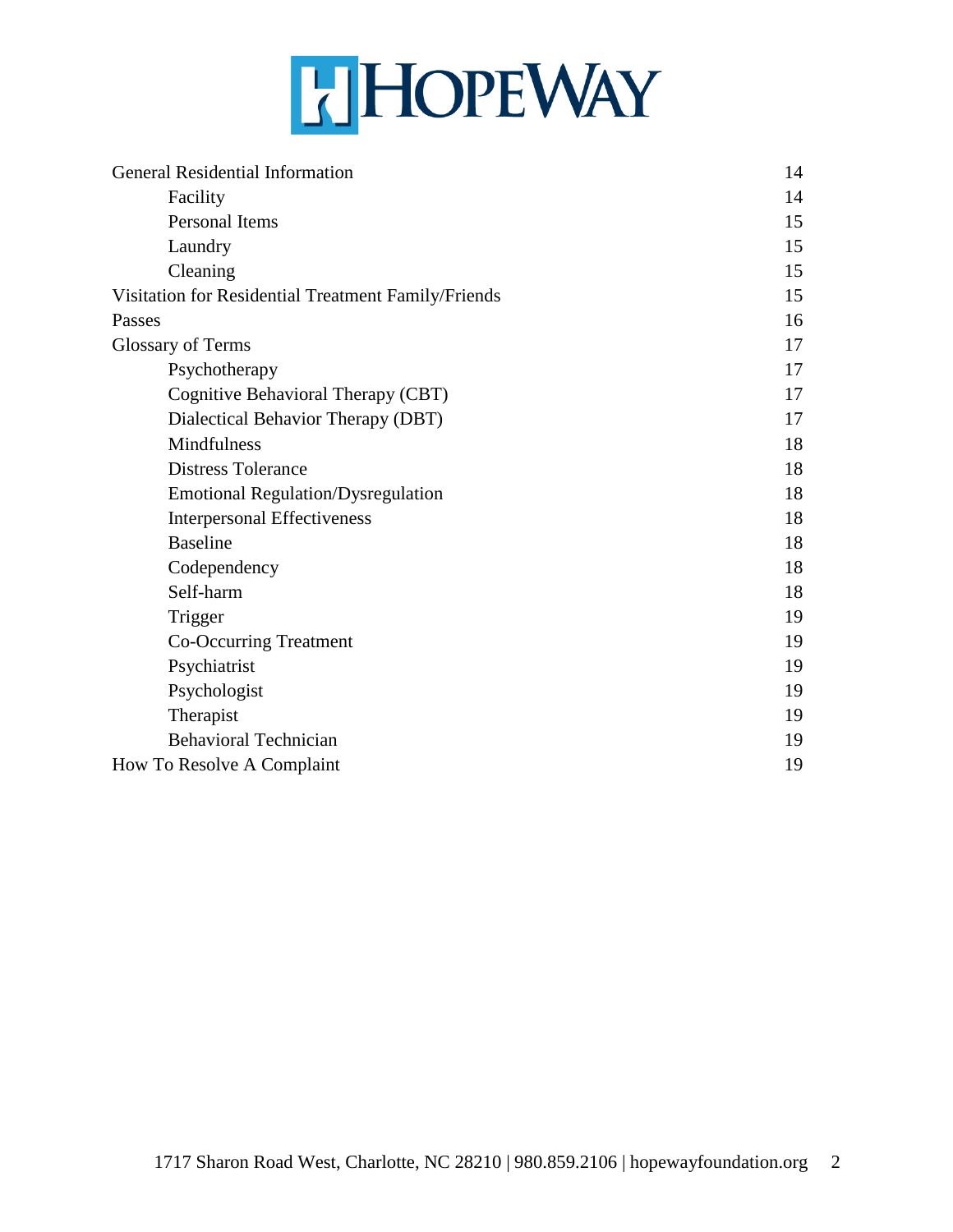| | |
|---|---|
| General Residential Information | 14 |
| Facility | 14 |
| Personal Items | 15 |
| Laundry | 15 |
| Cleaning | 15 |
| Visitation for Residential Treatment Family/Friends | 15 |
| Passes | 16 |
| Glossary of Terms | 17 |
| Psychotherapy | 17 |
| Cognitive Behavioral Therapy (CBT) | 17 |
| Dialectical Behavior Therapy (DBT) | 17 |
| Mindfulness | 18 |
| Distress Tolerance | 18 |
| Emotional Regulation/Dysregulation | 18 |
| Interpersonal Effectiveness | 18 |
| Baseline | 18 |
| Codependency | 18 |
| Self-harm | 18 |
| Trigger | 19 |
| Co-Occurring Treatment | 19 |
| Psychiatrist | 19 |
| Psychologist | 19 |
| Therapist | 19 |
| Behavioral Technician | 19 |
| How To Resolve A Complaint | 19 |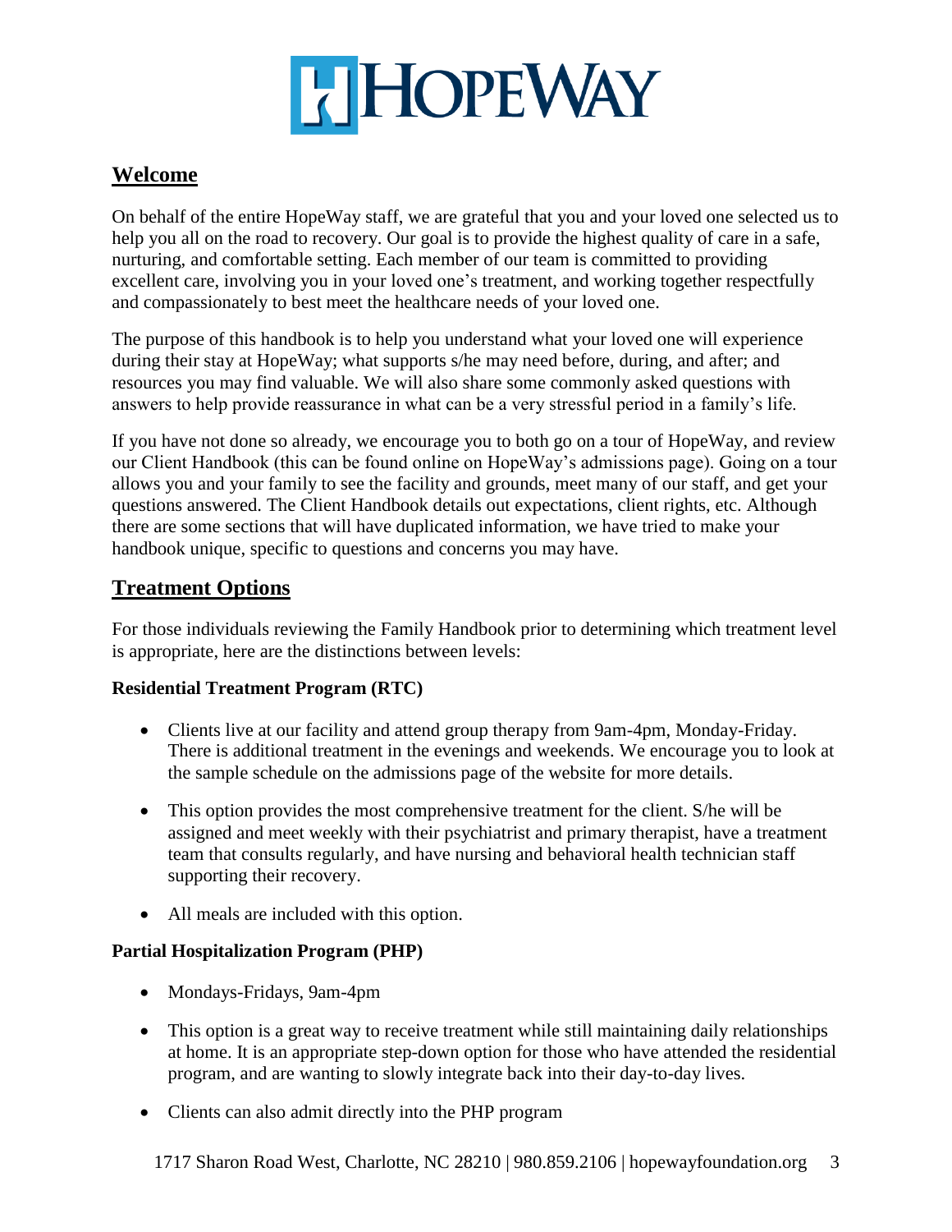# HopeWay

## Welcome

On behalf of the entire HopeWay staff, we are grateful that you and your loved one selected us to help you all on the road to recovery. Our goal is to provide the highest quality of care in a safe, nurturing, and comfortable setting. Each member of our team is committed to providing excellent care, involving you in your loved one's treatment, and working together respectfully and compassionately to best meet the healthcare needs of your loved one.

The purpose of this handbook is to help you understand what your loved one will experience during their stay at HopeWay; what supports s/he may need before, during, and after; and resources you may find valuable. We will also share some commonly asked questions with answers to help provide reassurance in what can be a very stressful period in a family's life.

If you have not done so already, we encourage you to both go on a tour of HopeWay, and review our Client Handbook (this can be found online on HopeWay's admissions page). Going on a tour allows you and your family to see the facility and grounds, meet many of our staff, and get your questions answered. The Client Handbook details out expectations, client rights, etc. Although there are some sections that will have duplicated information, we have tried to make your handbook unique, specific to questions and concerns you may have.

## Treatment Options

For those individuals reviewing the Family Handbook prior to determining which treatment level is appropriate, here are the distinctions between levels:

### Residential Treatment Program (RTC)

- Clients live at our facility and attend group therapy from 9am-4pm, Monday-Friday. There is additional treatment in the evenings and weekends. We encourage you to look at the sample schedule on the admissions page of the website for more details.
- This option provides the most comprehensive treatment for the client. S/he will be assigned and meet weekly with their psychiatrist and primary therapist, have a treatment team that consults regularly, and have nursing and behavioral health technician staff supporting their recovery.
- All meals are included with this option.

### Partial Hospitalization Program (PHP)

- Mondays-Fridays, 9am-4pm
- This option is a great way to receive treatment while still maintaining daily relationships at home. It is an appropriate step-down option for those who have attended the residential program, and are wanting to slowly integrate back into their day-to-day lives.
- Clients can also admit directly into the PHP program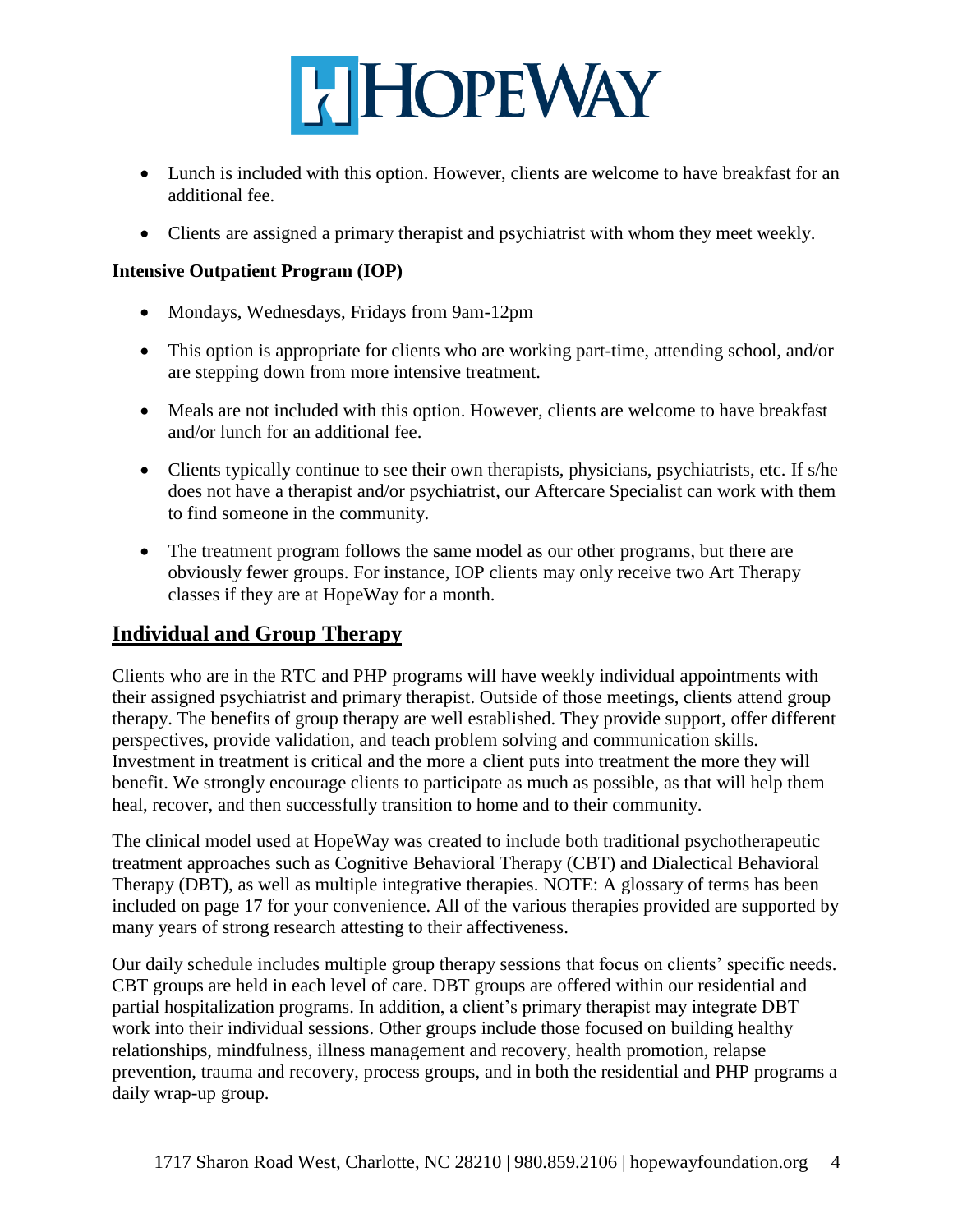- Lunch is included with this option. However, clients are welcome to have breakfast for an additional fee.
- Clients are assigned a primary therapist and psychiatrist with whom they meet weekly.

**Intensive Outpatient Program (IOP)**

- Mondays, Wednesdays, Fridays from 9am-12pm
- This option is appropriate for clients who are working part-time, attending school, and/or are stepping down from more intensive treatment.
- Meals are not included with this option. However, clients are welcome to have breakfast and/or lunch for an additional fee.
- Clients typically continue to see their own therapists, physicians, psychiatrists, etc. If s/he does not have a therapist and/or psychiatrist, our Aftercare Specialist can work with them to find someone in the community.
- The treatment program follows the same model as our other programs, but there are obviously fewer groups. For instance, IOP clients may only receive two Art Therapy classes if they are at HopeWay for a month.

## Individual and Group Therapy

Clients who are in the RTC and PHP programs will have weekly individual appointments with their assigned psychiatrist and primary therapist. Outside of those meetings, clients attend group therapy. The benefits of group therapy are well established. They provide support, offer different perspectives, provide validation, and teach problem solving and communication skills. Investment in treatment is critical and the more a client puts into treatment the more they will benefit. We strongly encourage clients to participate as much as possible, as that will help them heal, recover, and then successfully transition to home and to their community.

The clinical model used at HopeWay was created to include both traditional psychotherapeutic treatment approaches such as Cognitive Behavioral Therapy (CBT) and Dialectical Behavioral Therapy (DBT), as well as multiple integrative therapies. NOTE: A glossary of terms has been included on page 17 for your convenience. All of the various therapies provided are supported by many years of strong research attesting to their affectiveness.

Our daily schedule includes multiple group therapy sessions that focus on clients' specific needs. CBT groups are held in each level of care. DBT groups are offered within our residential and partial hospitalization programs. In addition, a client's primary therapist may integrate DBT work into their individual sessions. Other groups include those focused on building healthy relationships, mindfulness, illness management and recovery, health promotion, relapse prevention, trauma and recovery, process groups, and in both the residential and PHP programs a daily wrap-up group.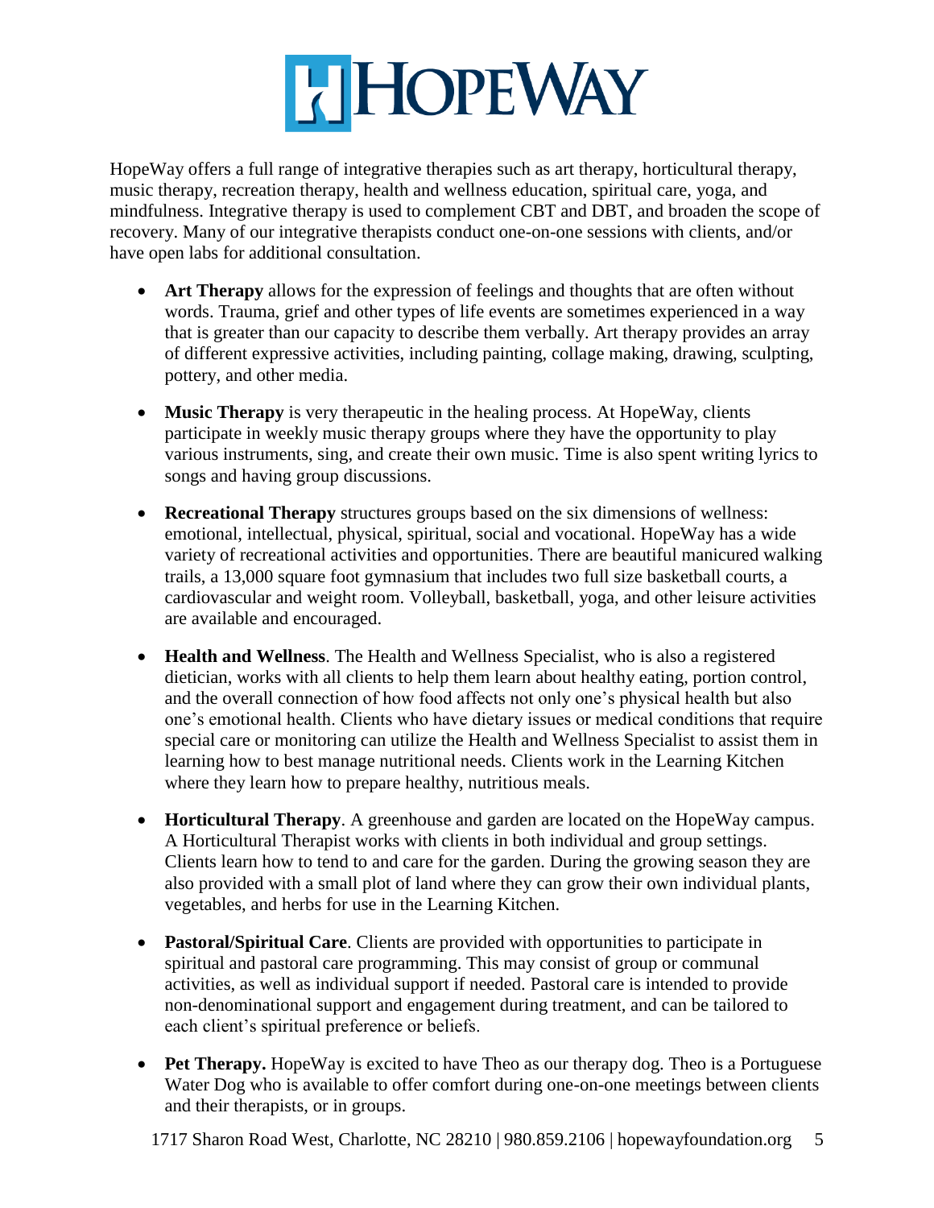# HOPEWAY

HopeWay offers a full range of integrative therapies such as art therapy, horticultural therapy, music therapy, recreation therapy, health and wellness education, spiritual care, yoga, and mindfulness. Integrative therapy is used to complement CBT and DBT, and broaden the scope of recovery. Many of our integrative therapists conduct one-on-one sessions with clients, and/or have open labs for additional consultation.

- **Art Therapy** allows for the expression of feelings and thoughts that are often without words. Trauma, grief and other types of life events are sometimes experienced in a way that is greater than our capacity to describe them verbally. Art therapy provides an array of different expressive activities, including painting, collage making, drawing, sculpting, pottery, and other media.

- **Music Therapy** is very therapeutic in the healing process. At HopeWay, clients participate in weekly music therapy groups where they have the opportunity to play various instruments, sing, and create their own music. Time is also spent writing lyrics to songs and having group discussions.

- **Recreational Therapy** structures groups based on the six dimensions of wellness: emotional, intellectual, physical, spiritual, social and vocational. HopeWay has a wide variety of recreational activities and opportunities. There are beautiful manicured walking trails, a 13,000 square foot gymnasium that includes two full size basketball courts, a cardiovascular and weight room. Volleyball, basketball, yoga, and other leisure activities are available and encouraged.

- **Health and Wellness**. The Health and Wellness Specialist, who is also a registered dietician, works with all clients to help them learn about healthy eating, portion control, and the overall connection of how food affects not only one's physical health but also one's emotional health. Clients who have dietary issues or medical conditions that require special care or monitoring can utilize the Health and Wellness Specialist to assist them in learning how to best manage nutritional needs. Clients work in the Learning Kitchen where they learn how to prepare healthy, nutritious meals.

- **Horticultural Therapy**. A greenhouse and garden are located on the HopeWay campus. A Horticultural Therapist works with clients in both individual and group settings. Clients learn how to tend to and care for the garden. During the growing season they are also provided with a small plot of land where they can grow their own individual plants, vegetables, and herbs for use in the Learning Kitchen.

- **Pastoral/Spiritual Care**. Clients are provided with opportunities to participate in spiritual and pastoral care programming. This may consist of group or communal activities, as well as individual support if needed. Pastoral care is intended to provide non-denominational support and engagement during treatment, and can be tailored to each client's spiritual preference or beliefs.

- **Pet Therapy.** HopeWay is excited to have Theo as our therapy dog. Theo is a Portuguese Water Dog who is available to offer comfort during one-on-one meetings between clients and their therapists, or in groups.

1717 Sharon Road West, Charlotte, NC 28210 | 980.859.2106 | hopewayfoundation.org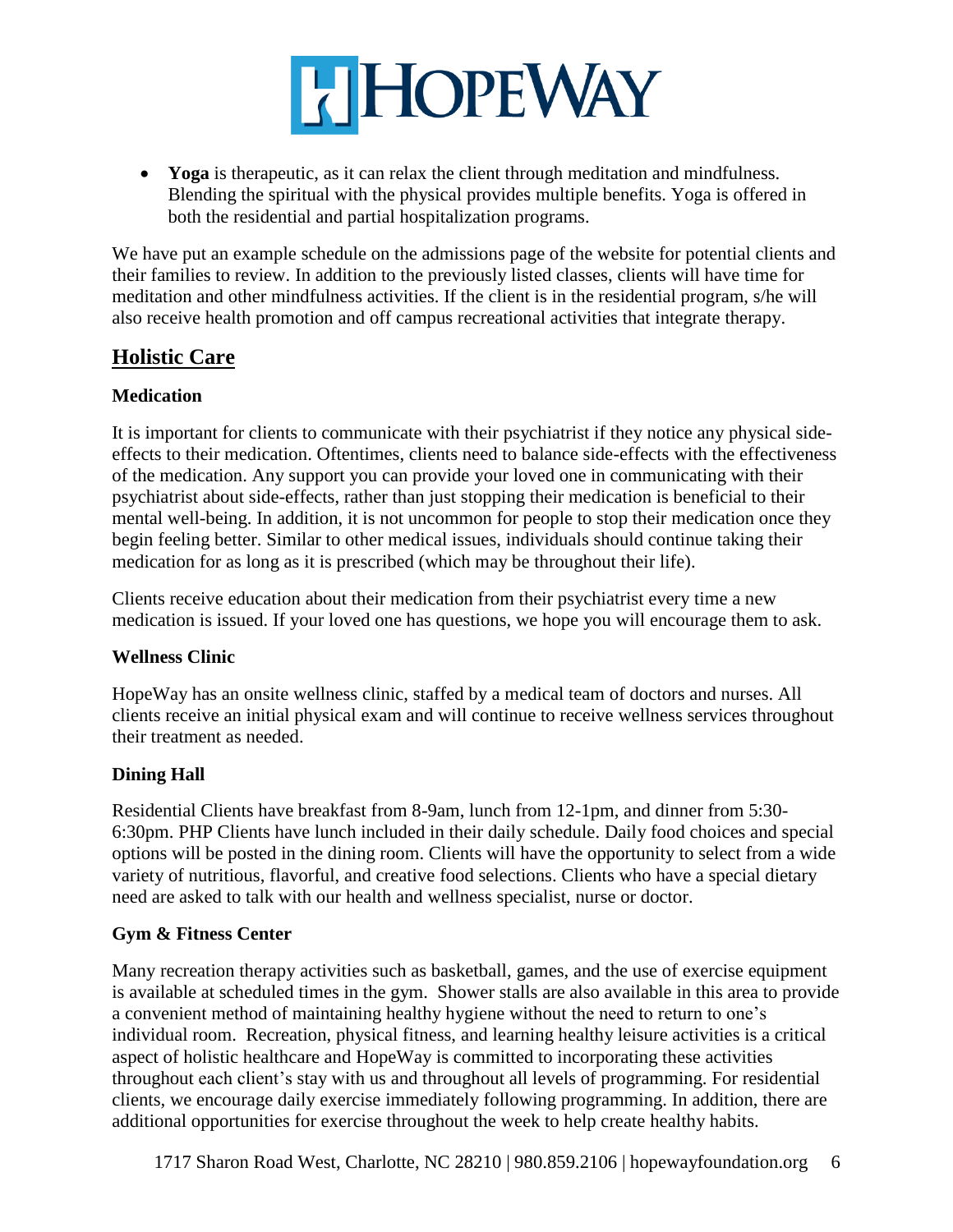- **Yoga** is therapeutic, as it can relax the client through meditation and mindfulness. Blending the spiritual with the physical provides multiple benefits. Yoga is offered in both the residential and partial hospitalization programs.

We have put an example schedule on the admissions page of the website for potential clients and their families to review. In addition to the previously listed classes, clients will have time for meditation and other mindfulness activities. If the client is in the residential program, s/he will also receive health promotion and off campus recreational activities that integrate therapy.

## Holistic Care

### Medication

It is important for clients to communicate with their psychiatrist if they notice any physical side-effects to their medication. Oftentimes, clients need to balance side-effects with the effectiveness of the medication. Any support you can provide your loved one in communicating with their psychiatrist about side-effects, rather than just stopping their medication is beneficial to their mental well-being. In addition, it is not uncommon for people to stop their medication once they begin feeling better. Similar to other medical issues, individuals should continue taking their medication for as long as it is prescribed (which may be throughout their life).

Clients receive education about their medication from their psychiatrist every time a new medication is issued. If your loved one has questions, we hope you will encourage them to ask.

### Wellness Clinic

HopeWay has an onsite wellness clinic, staffed by a medical team of doctors and nurses. All clients receive an initial physical exam and will continue to receive wellness services throughout their treatment as needed.

### Dining Hall

Residential Clients have breakfast from 8-9am, lunch from 12-1pm, and dinner from 5:30-6:30pm. PHP Clients have lunch included in their daily schedule. Daily food choices and special options will be posted in the dining room. Clients will have the opportunity to select from a wide variety of nutritious, flavorful, and creative food selections. Clients who have a special dietary need are asked to talk with our health and wellness specialist, nurse or doctor.

### Gym & Fitness Center

Many recreation therapy activities such as basketball, games, and the use of exercise equipment is available at scheduled times in the gym. Shower stalls are also available in this area to provide a convenient method of maintaining healthy hygiene without the need to return to one's individual room. Recreation, physical fitness, and learning healthy leisure activities is a critical aspect of holistic healthcare and HopeWay is committed to incorporating these activities throughout each client's stay with us and throughout all levels of programming. For residential clients, we encourage daily exercise immediately following programming. In addition, there are additional opportunities for exercise throughout the week to help create healthy habits.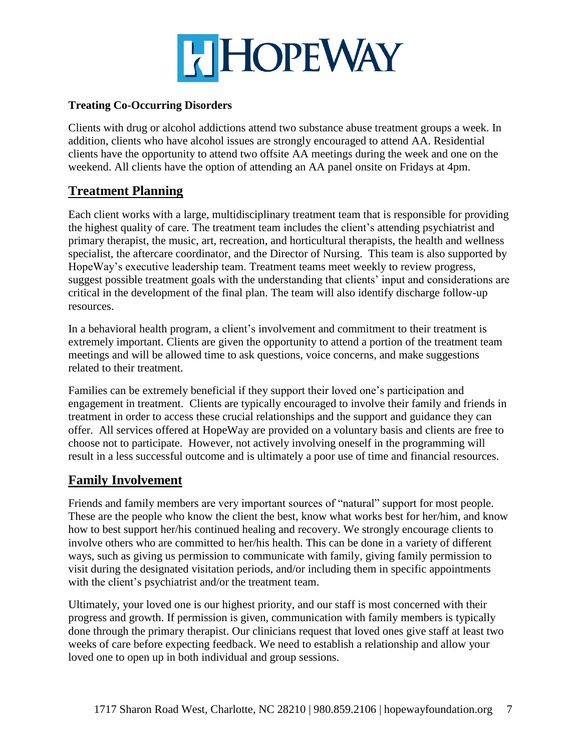**Treating Co-Occurring Disorders**

Clients with drug or alcohol addictions attend two substance abuse treatment groups a week. In addition, clients who have alcohol issues are strongly encouraged to attend AA. Residential clients have the opportunity to attend two offsite AA meetings during the week and one on the weekend. All clients have the option of attending an AA panel onsite on Fridays at 4pm.

## Treatment Planning

Each client works with a large, multidisciplinary treatment team that is responsible for providing the highest quality of care. The treatment team includes the client's attending psychiatrist and primary therapist, the music, art, recreation, and horticultural therapists, the health and wellness specialist, the aftercare coordinator, and the Director of Nursing. This team is also supported by HopeWay's executive leadership team. Treatment teams meet weekly to review progress, suggest possible treatment goals with the understanding that clients' input and considerations are critical in the development of the final plan. The team will also identify discharge follow-up resources.

In a behavioral health program, a client's involvement and commitment to their treatment is extremely important. Clients are given the opportunity to attend a portion of the treatment team meetings and will be allowed time to ask questions, voice concerns, and make suggestions related to their treatment.

Families can be extremely beneficial if they support their loved one's participation and engagement in treatment. Clients are typically encouraged to involve their family and friends in treatment in order to access these crucial relationships and the support and guidance they can offer. All services offered at HopeWay are provided on a voluntary basis and clients are free to choose not to participate. However, not actively involving oneself in the programming will result in a less successful outcome and is ultimately a poor use of time and financial resources.

## Family Involvement

Friends and family members are very important sources of "natural" support for most people. These are the people who know the client the best, know what works best for her/him, and know how to best support her/his continued healing and recovery. We strongly encourage clients to involve others who are committed to her/his health. This can be done in a variety of different ways, such as giving us permission to communicate with family, giving family permission to visit during the designated visitation periods, and/or including them in specific appointments with the client's psychiatrist and/or the treatment team.

Ultimately, your loved one is our highest priority, and our staff is most concerned with their progress and growth. If permission is given, communication with family members is typically done through the primary therapist. Our clinicians request that loved ones give staff at least two weeks of care before expecting feedback. We need to establish a relationship and allow your loved one to open up in both individual and group sessions.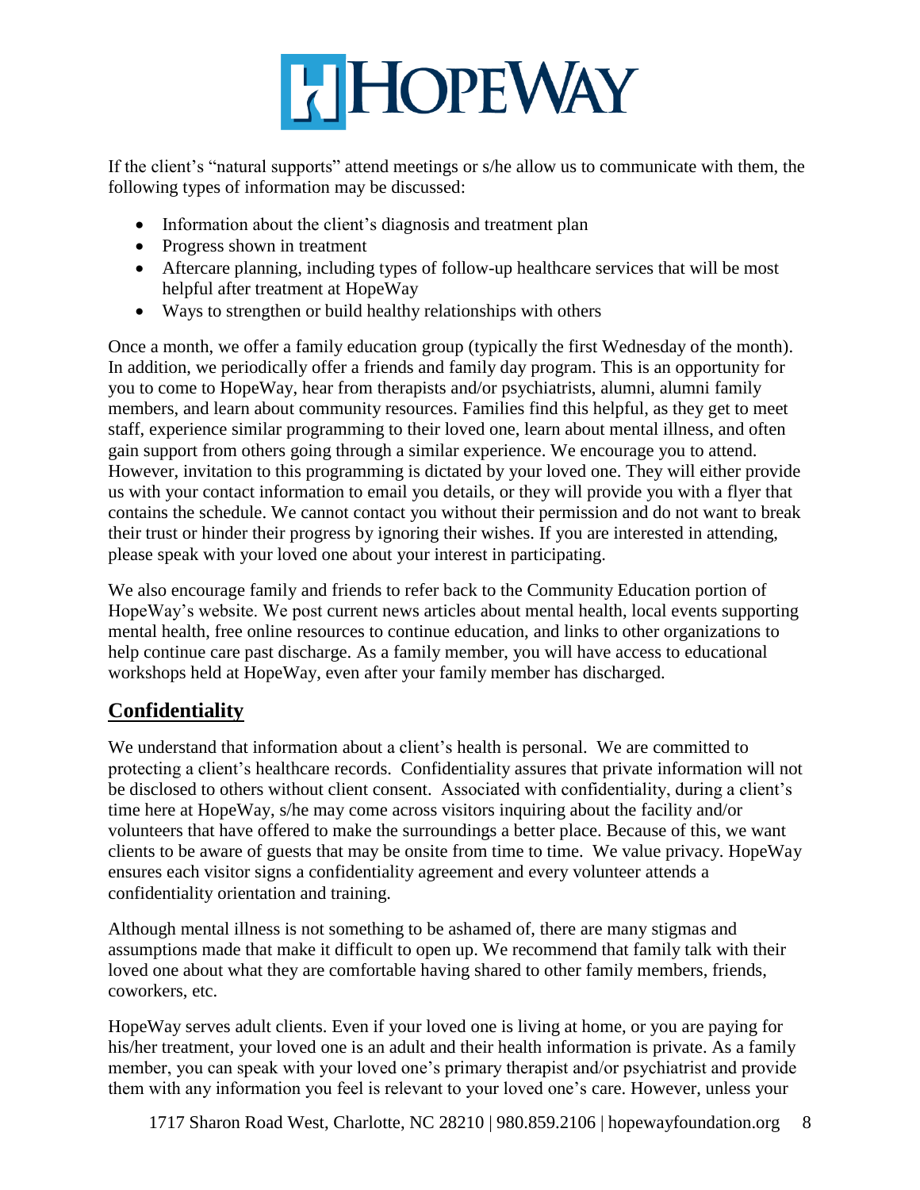If the client's "natural supports" attend meetings or s/he allow us to communicate with them, the following types of information may be discussed:

- Information about the client's diagnosis and treatment plan
- Progress shown in treatment
- Aftercare planning, including types of follow-up healthcare services that will be most helpful after treatment at HopeWay
- Ways to strengthen or build healthy relationships with others

Once a month, we offer a family education group (typically the first Wednesday of the month). In addition, we periodically offer a friends and family day program. This is an opportunity for you to come to HopeWay, hear from therapists and/or psychiatrists, alumni, alumni family members, and learn about community resources. Families find this helpful, as they get to meet staff, experience similar programming to their loved one, learn about mental illness, and often gain support from others going through a similar experience. We encourage you to attend. However, invitation to this programming is dictated by your loved one. They will either provide us with your contact information to email you details, or they will provide you with a flyer that contains the schedule. We cannot contact you without their permission and do not want to break their trust or hinder their progress by ignoring their wishes. If you are interested in attending, please speak with your loved one about your interest in participating.

We also encourage family and friends to refer back to the Community Education portion of HopeWay's website. We post current news articles about mental health, local events supporting mental health, free online resources to continue education, and links to other organizations to help continue care past discharge. As a family member, you will have access to educational workshops held at HopeWay, even after your family member has discharged.

## Confidentiality

We understand that information about a client's health is personal. We are committed to protecting a client's healthcare records. Confidentiality assures that private information will not be disclosed to others without client consent. Associated with confidentiality, during a client's time here at HopeWay, s/he may come across visitors inquiring about the facility and/or volunteers that have offered to make the surroundings a better place. Because of this, we want clients to be aware of guests that may be onsite from time to time. We value privacy. HopeWay ensures each visitor signs a confidentiality agreement and every volunteer attends a confidentiality orientation and training.

Although mental illness is not something to be ashamed of, there are many stigmas and assumptions made that make it difficult to open up. We recommend that family talk with their loved one about what they are comfortable having shared to other family members, friends, coworkers, etc.

HopeWay serves adult clients. Even if your loved one is living at home, or you are paying for his/her treatment, your loved one is an adult and their health information is private. As a family member, you can speak with your loved one's primary therapist and/or psychiatrist and provide them with any information you feel is relevant to your loved one's care. However, unless your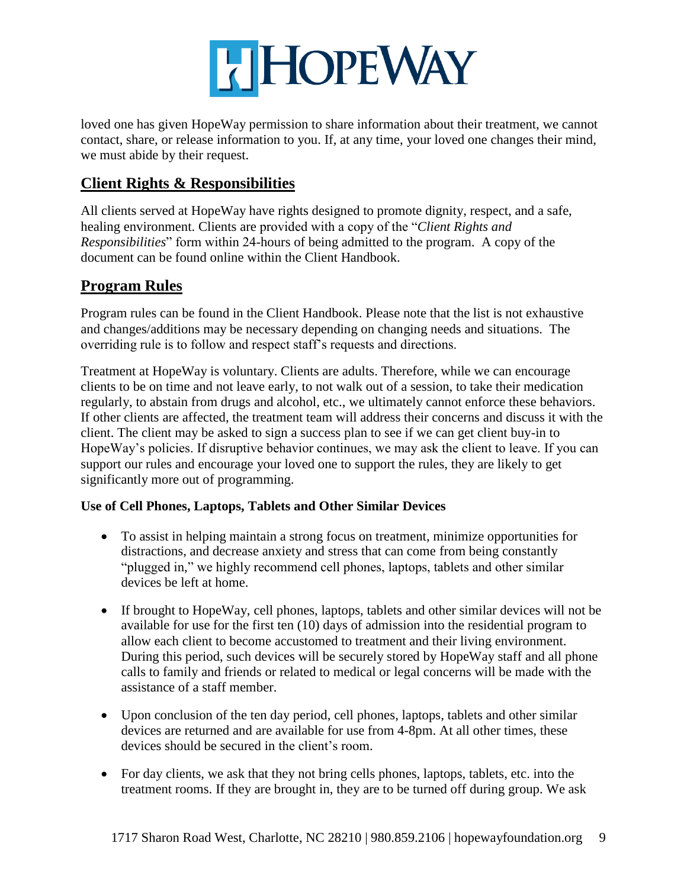loved one has given HopeWay permission to share information about their treatment, we cannot contact, share, or release information to you. If, at any time, your loved one changes their mind, we must abide by their request.

## Client Rights & Responsibilities

All clients served at HopeWay have rights designed to promote dignity, respect, and a safe, healing environment. Clients are provided with a copy of the "*Client Rights and Responsibilities*" form within 24-hours of being admitted to the program. A copy of the document can be found online within the Client Handbook.

## Program Rules

Program rules can be found in the Client Handbook. Please note that the list is not exhaustive and changes/additions may be necessary depending on changing needs and situations. The overriding rule is to follow and respect staff's requests and directions.

Treatment at HopeWay is voluntary. Clients are adults. Therefore, while we can encourage clients to be on time and not leave early, to not walk out of a session, to take their medication regularly, to abstain from drugs and alcohol, etc., we ultimately cannot enforce these behaviors. If other clients are affected, the treatment team will address their concerns and discuss it with the client. The client may be asked to sign a success plan to see if we can get client buy-in to HopeWay's policies. If disruptive behavior continues, we may ask the client to leave. If you can support our rules and encourage your loved one to support the rules, they are likely to get significantly more out of programming.

**Use of Cell Phones, Laptops, Tablets and Other Similar Devices**

- To assist in helping maintain a strong focus on treatment, minimize opportunities for distractions, and decrease anxiety and stress that can come from being constantly "plugged in," we highly recommend cell phones, laptops, tablets and other similar devices be left at home.
- If brought to HopeWay, cell phones, laptops, tablets and other similar devices will not be available for use for the first ten (10) days of admission into the residential program to allow each client to become accustomed to treatment and their living environment. During this period, such devices will be securely stored by HopeWay staff and all phone calls to family and friends or related to medical or legal concerns will be made with the assistance of a staff member.
- Upon conclusion of the ten day period, cell phones, laptops, tablets and other similar devices are returned and are available for use from 4-8pm. At all other times, these devices should be secured in the client's room.
- For day clients, we ask that they not bring cells phones, laptops, tablets, etc. into the treatment rooms. If they are brought in, they are to be turned off during group. We ask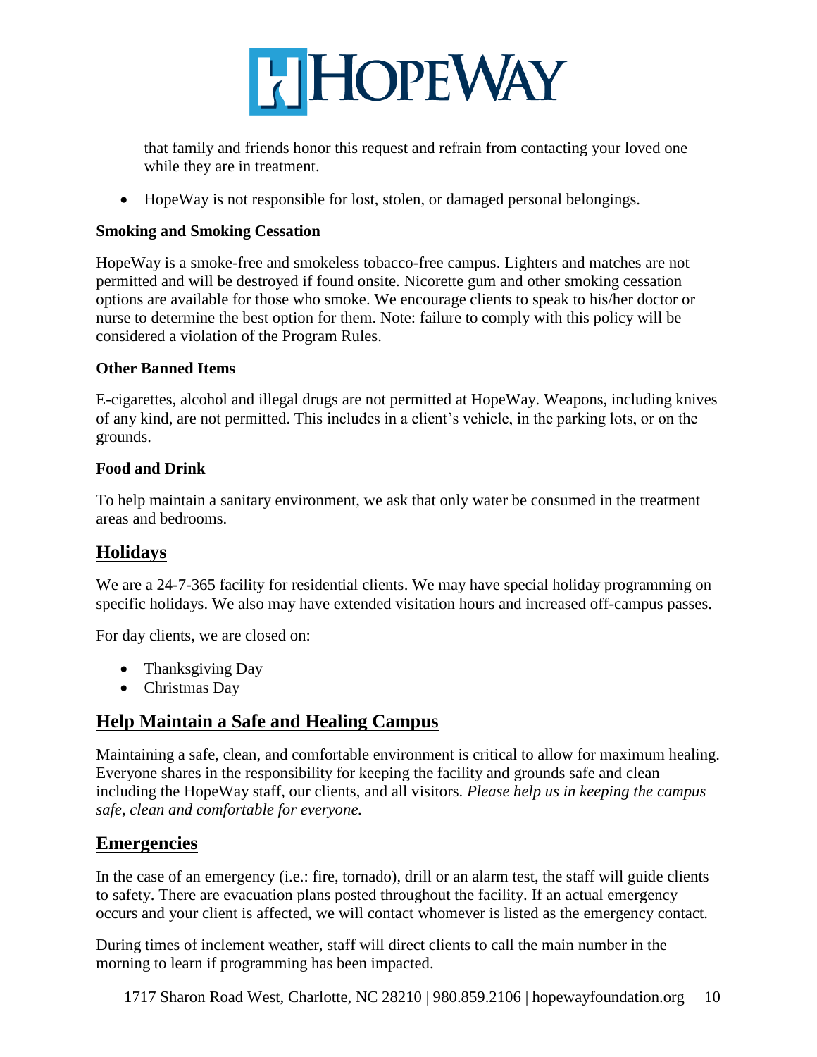that family and friends honor this request and refrain from contacting your loved one while they are in treatment.

- HopeWay is not responsible for lost, stolen, or damaged personal belongings.

**Smoking and Smoking Cessation**

HopeWay is a smoke-free and smokeless tobacco-free campus. Lighters and matches are not permitted and will be destroyed if found onsite. Nicorette gum and other smoking cessation options are available for those who smoke. We encourage clients to speak to his/her doctor or nurse to determine the best option for them. Note: failure to comply with this policy will be considered a violation of the Program Rules.

**Other Banned Items**

E-cigarettes, alcohol and illegal drugs are not permitted at HopeWay. Weapons, including knives of any kind, are not permitted. This includes in a client's vehicle, in the parking lots, or on the grounds.

**Food and Drink**

To help maintain a sanitary environment, we ask that only water be consumed in the treatment areas and bedrooms.

## Holidays

We are a 24-7-365 facility for residential clients. We may have special holiday programming on specific holidays. We also may have extended visitation hours and increased off-campus passes.

For day clients, we are closed on:

- Thanksgiving Day
- Christmas Day

## Help Maintain a Safe and Healing Campus

Maintaining a safe, clean, and comfortable environment is critical to allow for maximum healing. Everyone shares in the responsibility for keeping the facility and grounds safe and clean including the HopeWay staff, our clients, and all visitors. *Please help us in keeping the campus safe, clean and comfortable for everyone.*

## Emergencies

In the case of an emergency (i.e.: fire, tornado), drill or an alarm test, the staff will guide clients to safety. There are evacuation plans posted throughout the facility. If an actual emergency occurs and your client is affected, we will contact whomever is listed as the emergency contact.

During times of inclement weather, staff will direct clients to call the main number in the morning to learn if programming has been impacted.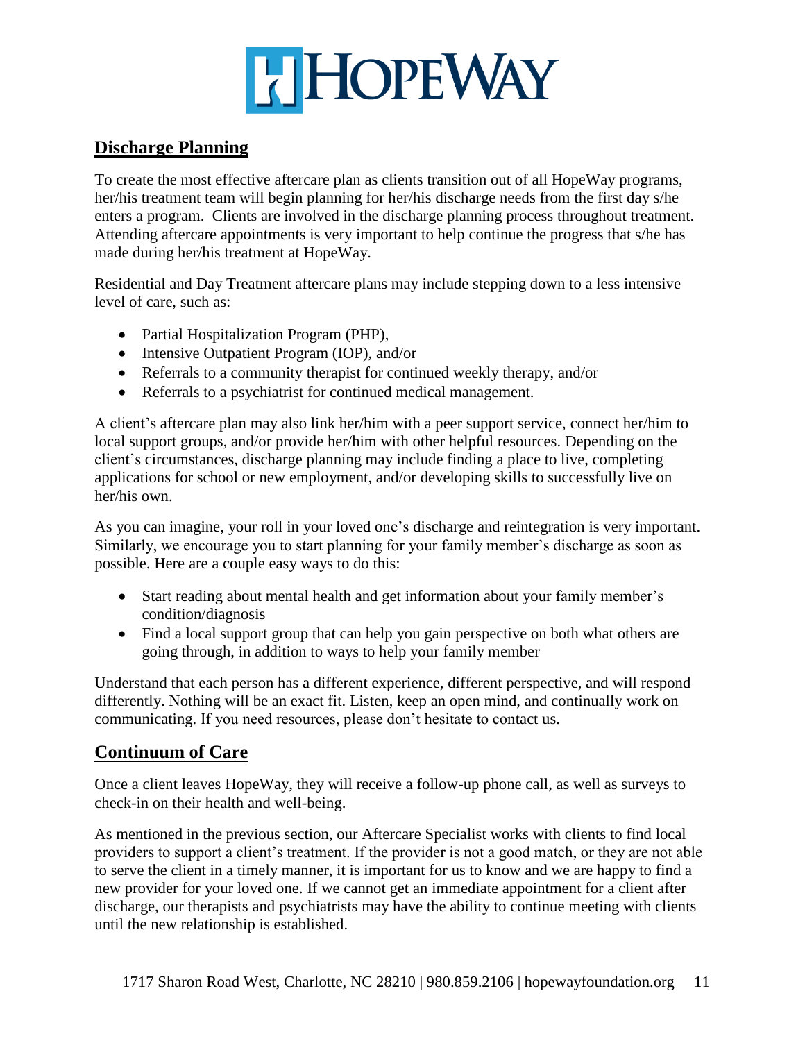## Discharge Planning

To create the most effective aftercare plan as clients transition out of all HopeWay programs, her/his treatment team will begin planning for her/his discharge needs from the first day s/he enters a program. Clients are involved in the discharge planning process throughout treatment. Attending aftercare appointments is very important to help continue the progress that s/he has made during her/his treatment at HopeWay.

Residential and Day Treatment aftercare plans may include stepping down to a less intensive level of care, such as:

- Partial Hospitalization Program (PHP),
- Intensive Outpatient Program (IOP), and/or
- Referrals to a community therapist for continued weekly therapy, and/or
- Referrals to a psychiatrist for continued medical management.

A client's aftercare plan may also link her/him with a peer support service, connect her/him to local support groups, and/or provide her/him with other helpful resources. Depending on the client's circumstances, discharge planning may include finding a place to live, completing applications for school or new employment, and/or developing skills to successfully live on her/his own.

As you can imagine, your roll in your loved one's discharge and reintegration is very important. Similarly, we encourage you to start planning for your family member's discharge as soon as possible. Here are a couple easy ways to do this:

- Start reading about mental health and get information about your family member's condition/diagnosis
- Find a local support group that can help you gain perspective on both what others are going through, in addition to ways to help your family member

Understand that each person has a different experience, different perspective, and will respond differently. Nothing will be an exact fit. Listen, keep an open mind, and continually work on communicating. If you need resources, please don't hesitate to contact us.

## Continuum of Care

Once a client leaves HopeWay, they will receive a follow-up phone call, as well as surveys to check-in on their health and well-being.

As mentioned in the previous section, our Aftercare Specialist works with clients to find local providers to support a client's treatment. If the provider is not a good match, or they are not able to serve the client in a timely manner, it is important for us to know and we are happy to find a new provider for your loved one. If we cannot get an immediate appointment for a client after discharge, our therapists and psychiatrists may have the ability to continue meeting with clients until the new relationship is established.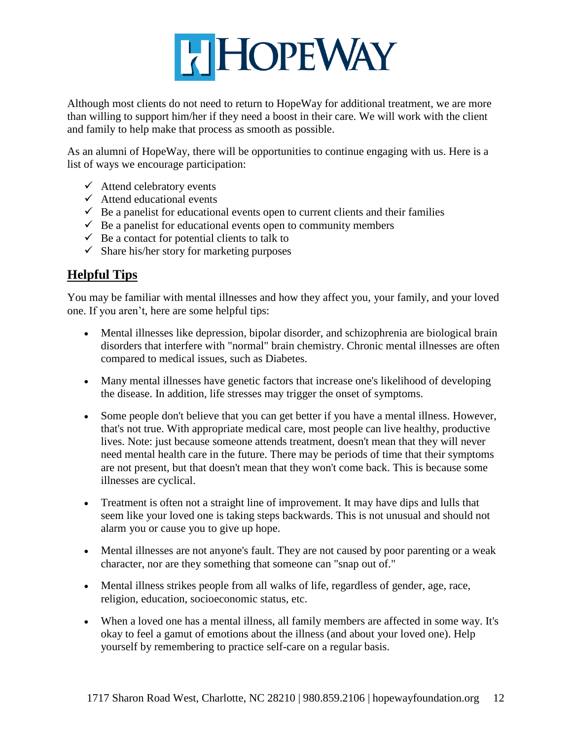Although most clients do not need to return to HopeWay for additional treatment, we are more than willing to support him/her if they need a boost in their care. We will work with the client and family to help make that process as smooth as possible.

As an alumni of HopeWay, there will be opportunities to continue engaging with us. Here is a list of ways we encourage participation:

- ✓ Attend celebratory events
- ✓ Attend educational events
- ✓ Be a panelist for educational events open to current clients and their families
- ✓ Be a panelist for educational events open to community members
- ✓ Be a contact for potential clients to talk to
- ✓ Share his/her story for marketing purposes

## Helpful Tips

You may be familiar with mental illnesses and how they affect you, your family, and your loved one. If you aren't, here are some helpful tips:

- Mental illnesses like depression, bipolar disorder, and schizophrenia are biological brain disorders that interfere with "normal" brain chemistry. Chronic mental illnesses are often compared to medical issues, such as Diabetes.
- Many mental illnesses have genetic factors that increase one's likelihood of developing the disease. In addition, life stresses may trigger the onset of symptoms.
- Some people don't believe that you can get better if you have a mental illness. However, that's not true. With appropriate medical care, most people can live healthy, productive lives. Note: just because someone attends treatment, doesn't mean that they will never need mental health care in the future. There may be periods of time that their symptoms are not present, but that doesn't mean that they won't come back. This is because some illnesses are cyclical.
- Treatment is often not a straight line of improvement. It may have dips and lulls that seem like your loved one is taking steps backwards. This is not unusual and should not alarm you or cause you to give up hope.
- Mental illnesses are not anyone's fault. They are not caused by poor parenting or a weak character, nor are they something that someone can "snap out of."
- Mental illness strikes people from all walks of life, regardless of gender, age, race, religion, education, socioeconomic status, etc.
- When a loved one has a mental illness, all family members are affected in some way. It's okay to feel a gamut of emotions about the illness (and about your loved one). Help yourself by remembering to practice self-care on a regular basis.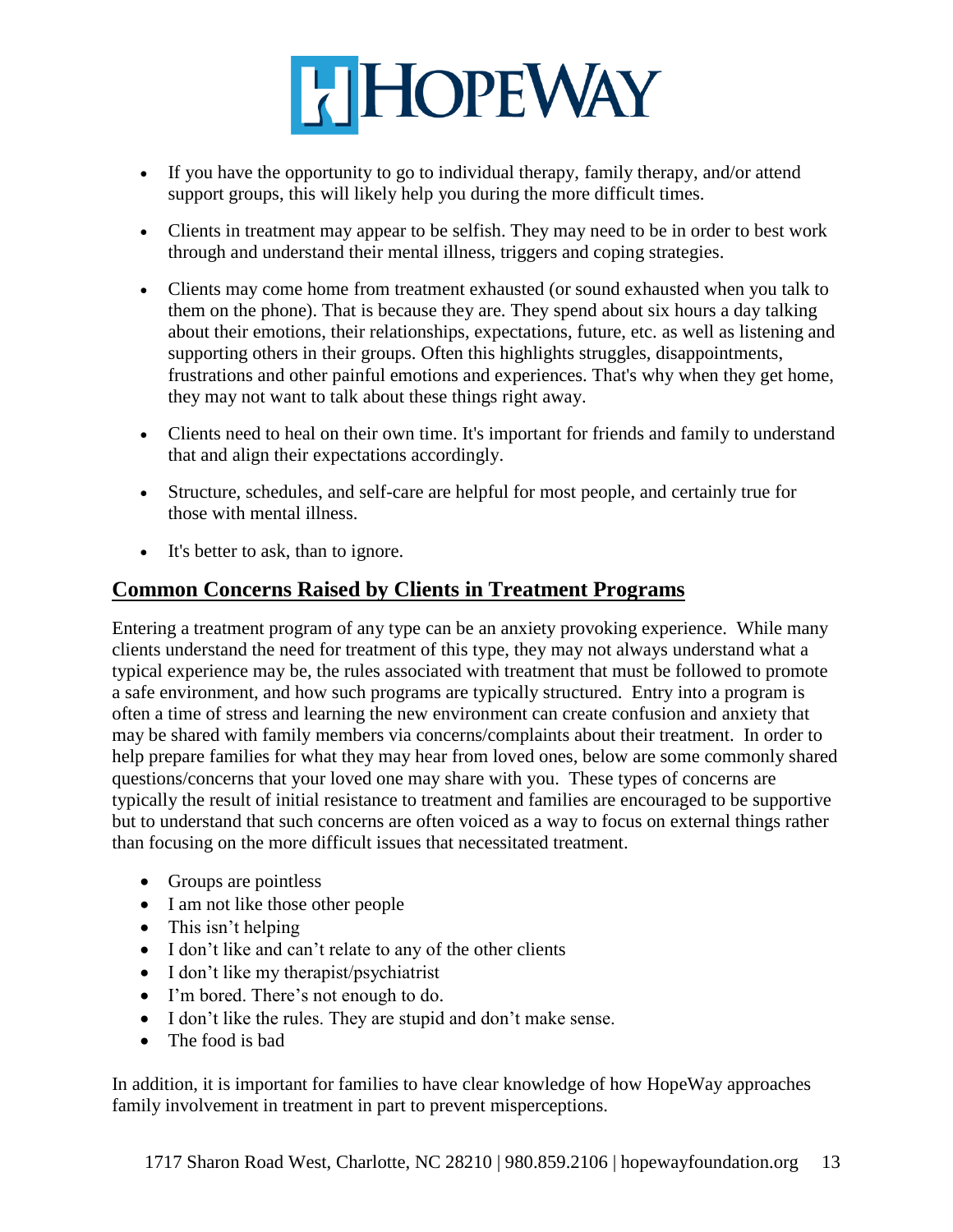- If you have the opportunity to go to individual therapy, family therapy, and/or attend support groups, this will likely help you during the more difficult times.
- Clients in treatment may appear to be selfish. They may need to be in order to best work through and understand their mental illness, triggers and coping strategies.
- Clients may come home from treatment exhausted (or sound exhausted when you talk to them on the phone). That is because they are. They spend about six hours a day talking about their emotions, their relationships, expectations, future, etc. as well as listening and supporting others in their groups. Often this highlights struggles, disappointments, frustrations and other painful emotions and experiences. That's why when they get home, they may not want to talk about these things right away.
- Clients need to heal on their own time. It's important for friends and family to understand that and align their expectations accordingly.
- Structure, schedules, and self-care are helpful for most people, and certainly true for those with mental illness.
- It's better to ask, than to ignore.

## Common Concerns Raised by Clients in Treatment Programs

Entering a treatment program of any type can be an anxiety provoking experience. While many clients understand the need for treatment of this type, they may not always understand what a typical experience may be, the rules associated with treatment that must be followed to promote a safe environment, and how such programs are typically structured. Entry into a program is often a time of stress and learning the new environment can create confusion and anxiety that may be shared with family members via concerns/complaints about their treatment. In order to help prepare families for what they may hear from loved ones, below are some commonly shared questions/concerns that your loved one may share with you. These types of concerns are typically the result of initial resistance to treatment and families are encouraged to be supportive but to understand that such concerns are often voiced as a way to focus on external things rather than focusing on the more difficult issues that necessitated treatment.

- Groups are pointless
- I am not like those other people
- This isn't helping
- I don't like and can't relate to any of the other clients
- I don't like my therapist/psychiatrist
- I'm bored. There's not enough to do.
- I don't like the rules. They are stupid and don't make sense.
- The food is bad

In addition, it is important for families to have clear knowledge of how HopeWay approaches family involvement in treatment in part to prevent misperceptions.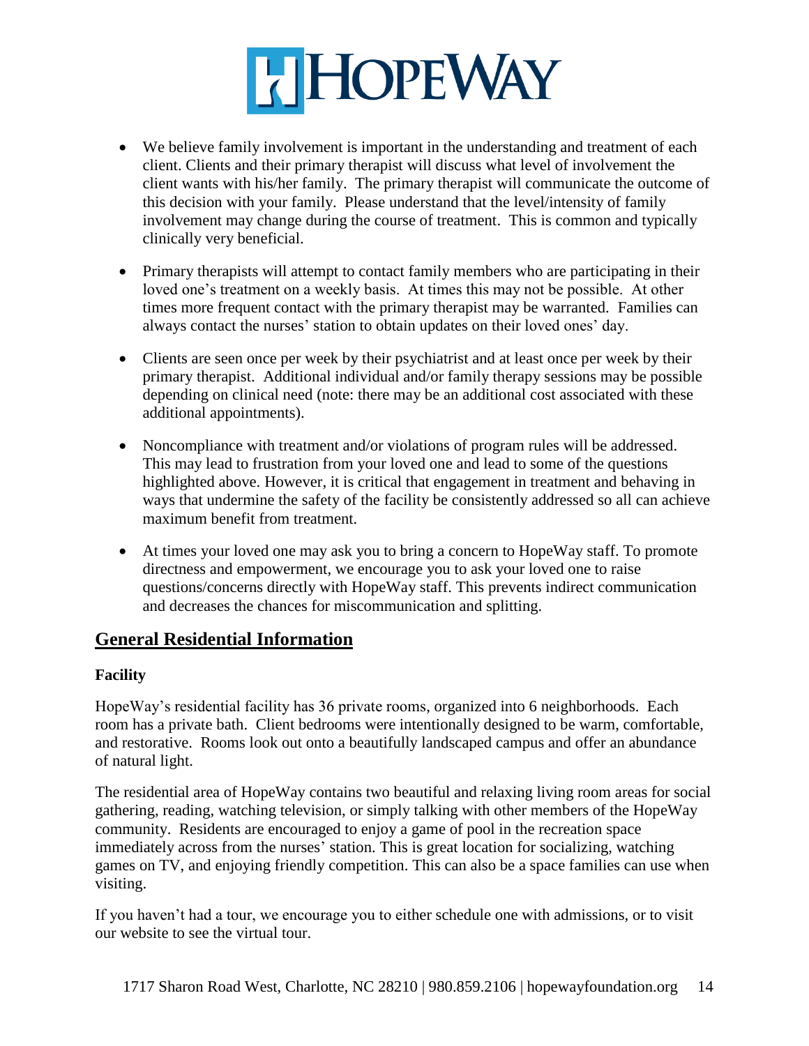- We believe family involvement is important in the understanding and treatment of each client. Clients and their primary therapist will discuss what level of involvement the client wants with his/her family. The primary therapist will communicate the outcome of this decision with your family. Please understand that the level/intensity of family involvement may change during the course of treatment. This is common and typically clinically very beneficial.
- Primary therapists will attempt to contact family members who are participating in their loved one's treatment on a weekly basis. At times this may not be possible. At other times more frequent contact with the primary therapist may be warranted. Families can always contact the nurses' station to obtain updates on their loved ones' day.
- Clients are seen once per week by their psychiatrist and at least once per week by their primary therapist. Additional individual and/or family therapy sessions may be possible depending on clinical need (note: there may be an additional cost associated with these additional appointments).
- Noncompliance with treatment and/or violations of program rules will be addressed. This may lead to frustration from your loved one and lead to some of the questions highlighted above. However, it is critical that engagement in treatment and behaving in ways that undermine the safety of the facility be consistently addressed so all can achieve maximum benefit from treatment.
- At times your loved one may ask you to bring a concern to HopeWay staff. To promote directness and empowerment, we encourage you to ask your loved one to raise questions/concerns directly with HopeWay staff. This prevents indirect communication and decreases the chances for miscommunication and splitting.

## General Residential Information

### Facility

HopeWay's residential facility has 36 private rooms, organized into 6 neighborhoods. Each room has a private bath. Client bedrooms were intentionally designed to be warm, comfortable, and restorative. Rooms look out onto a beautifully landscaped campus and offer an abundance of natural light.

The residential area of HopeWay contains two beautiful and relaxing living room areas for social gathering, reading, watching television, or simply talking with other members of the HopeWay community. Residents are encouraged to enjoy a game of pool in the recreation space immediately across from the nurses' station. This is great location for socializing, watching games on TV, and enjoying friendly competition. This can also be a space families can use when visiting.

If you haven't had a tour, we encourage you to either schedule one with admissions, or to visit our website to see the virtual tour.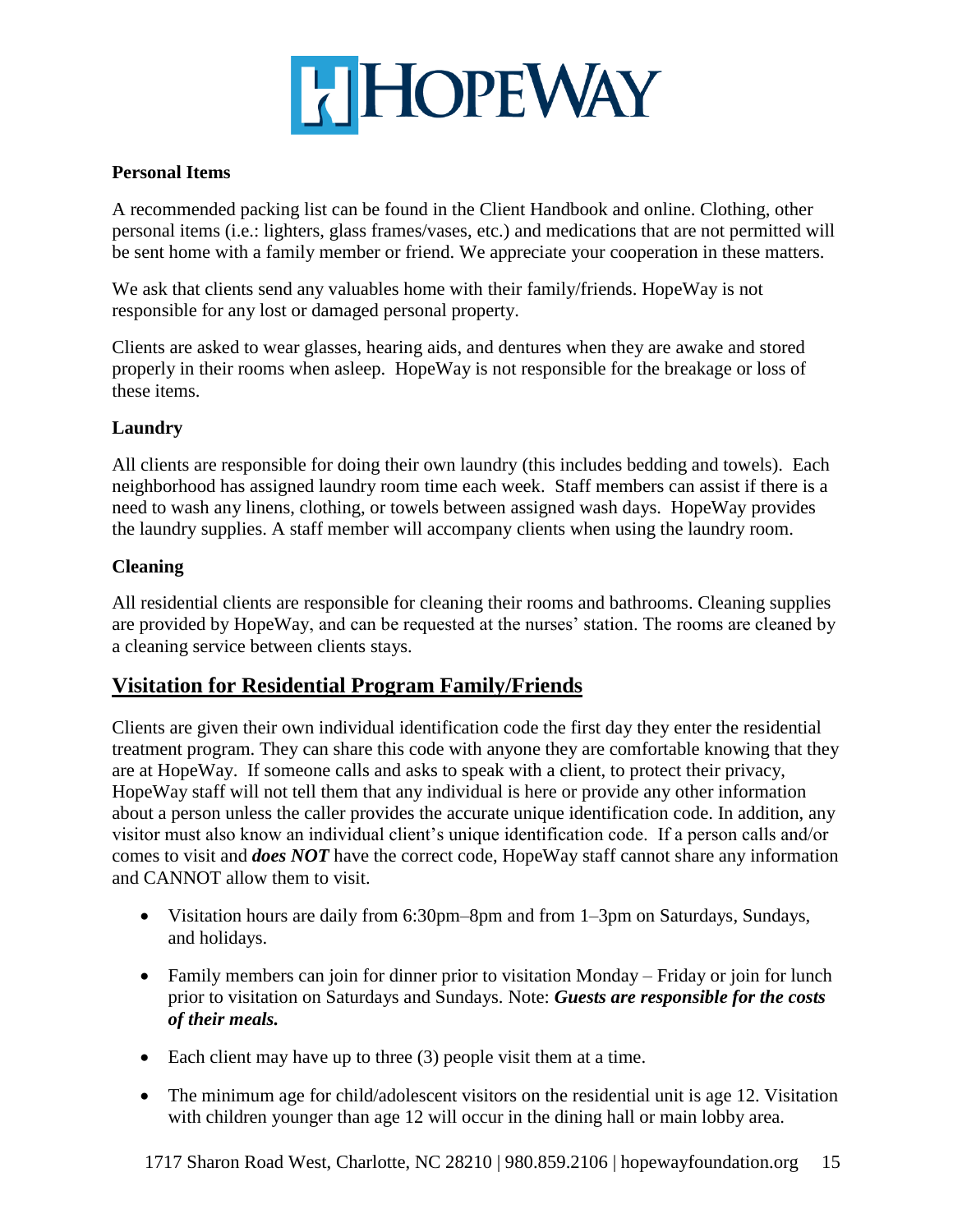### Personal Items

A recommended packing list can be found in the Client Handbook and online. Clothing, other personal items (i.e.: lighters, glass frames/vases, etc.) and medications that are not permitted will be sent home with a family member or friend. We appreciate your cooperation in these matters.

We ask that clients send any valuables home with their family/friends. HopeWay is not responsible for any lost or damaged personal property.

Clients are asked to wear glasses, hearing aids, and dentures when they are awake and stored properly in their rooms when asleep. HopeWay is not responsible for the breakage or loss of these items.

### Laundry

All clients are responsible for doing their own laundry (this includes bedding and towels). Each neighborhood has assigned laundry room time each week. Staff members can assist if there is a need to wash any linens, clothing, or towels between assigned wash days. HopeWay provides the laundry supplies. A staff member will accompany clients when using the laundry room.

### Cleaning

All residential clients are responsible for cleaning their rooms and bathrooms. Cleaning supplies are provided by HopeWay, and can be requested at the nurses' station. The rooms are cleaned by a cleaning service between clients stays.

## Visitation for Residential Program Family/Friends

Clients are given their own individual identification code the first day they enter the residential treatment program. They can share this code with anyone they are comfortable knowing that they are at HopeWay. If someone calls and asks to speak with a client, to protect their privacy, HopeWay staff will not tell them that any individual is here or provide any other information about a person unless the caller provides the accurate unique identification code. In addition, any visitor must also know an individual client's unique identification code. If a person calls and/or comes to visit and ***does NOT*** have the correct code, HopeWay staff cannot share any information and CANNOT allow them to visit.

- Visitation hours are daily from 6:30pm–8pm and from 1–3pm on Saturdays, Sundays, and holidays.
- Family members can join for dinner prior to visitation Monday – Friday or join for lunch prior to visitation on Saturdays and Sundays. Note: ***Guests are responsible for the costs of their meals.***
- Each client may have up to three (3) people visit them at a time.
- The minimum age for child/adolescent visitors on the residential unit is age 12. Visitation with children younger than age 12 will occur in the dining hall or main lobby area.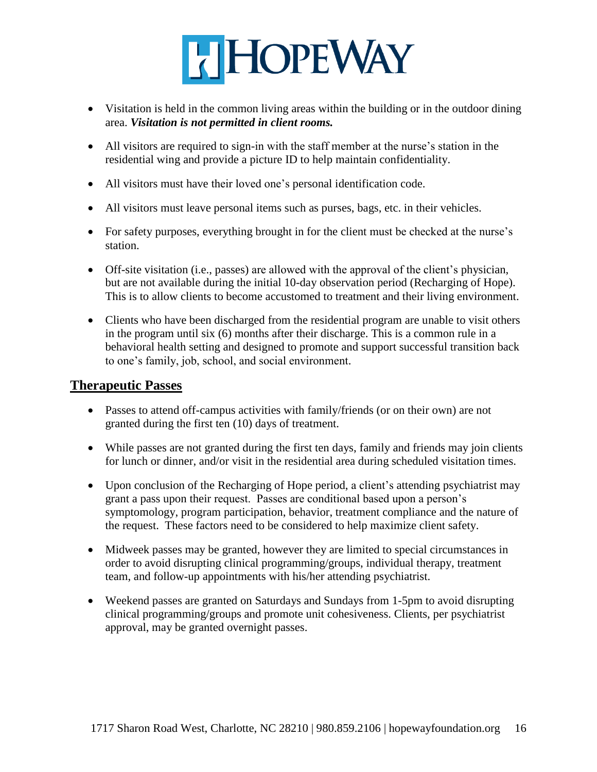- Visitation is held in the common living areas within the building or in the outdoor dining area. ***Visitation is not permitted in client rooms.***
- All visitors are required to sign-in with the staff member at the nurse's station in the residential wing and provide a picture ID to help maintain confidentiality.
- All visitors must have their loved one's personal identification code.
- All visitors must leave personal items such as purses, bags, etc. in their vehicles.
- For safety purposes, everything brought in for the client must be checked at the nurse's station.
- Off-site visitation (i.e., passes) are allowed with the approval of the client's physician, but are not available during the initial 10-day observation period (Recharging of Hope). This is to allow clients to become accustomed to treatment and their living environment.
- Clients who have been discharged from the residential program are unable to visit others in the program until six (6) months after their discharge. This is a common rule in a behavioral health setting and designed to promote and support successful transition back to one's family, job, school, and social environment.

## Therapeutic Passes

- Passes to attend off-campus activities with family/friends (or on their own) are not granted during the first ten (10) days of treatment.
- While passes are not granted during the first ten days, family and friends may join clients for lunch or dinner, and/or visit in the residential area during scheduled visitation times.
- Upon conclusion of the Recharging of Hope period, a client's attending psychiatrist may grant a pass upon their request. Passes are conditional based upon a person's symptomology, program participation, behavior, treatment compliance and the nature of the request. These factors need to be considered to help maximize client safety.
- Midweek passes may be granted, however they are limited to special circumstances in order to avoid disrupting clinical programming/groups, individual therapy, treatment team, and follow-up appointments with his/her attending psychiatrist.
- Weekend passes are granted on Saturdays and Sundays from 1-5pm to avoid disrupting clinical programming/groups and promote unit cohesiveness. Clients, per psychiatrist approval, may be granted overnight passes.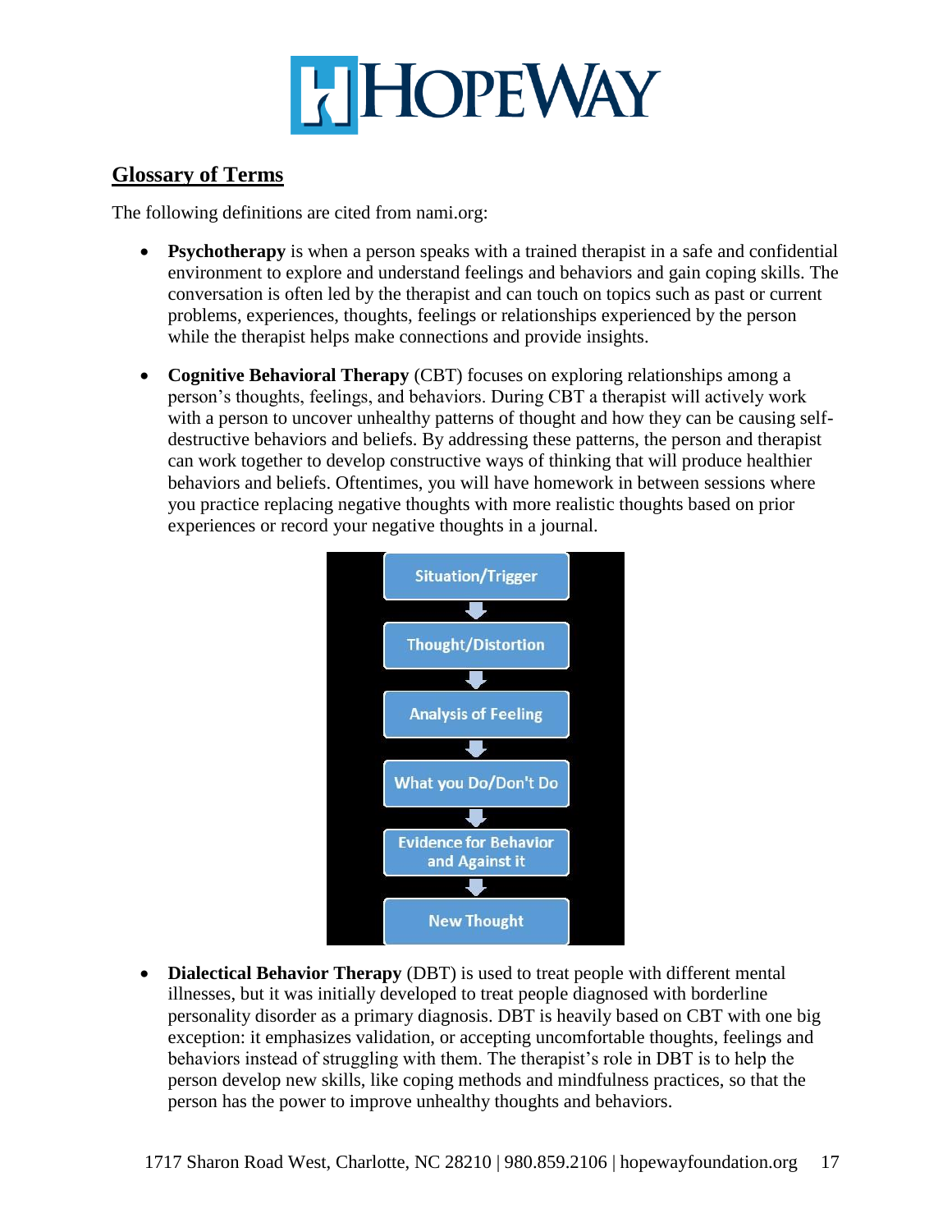## Glossary of Terms

The following definitions are cited from nami.org:

- **Psychotherapy** is when a person speaks with a trained therapist in a safe and confidential environment to explore and understand feelings and behaviors and gain coping skills. The conversation is often led by the therapist and can touch on topics such as past or current problems, experiences, thoughts, feelings or relationships experienced by the person while the therapist helps make connections and provide insights.

- **Cognitive Behavioral Therapy** (CBT) focuses on exploring relationships among a person's thoughts, feelings, and behaviors. During CBT a therapist will actively work with a person to uncover unhealthy patterns of thought and how they can be causing self-destructive behaviors and beliefs. By addressing these patterns, the person and therapist can work together to develop constructive ways of thinking that will produce healthier behaviors and beliefs. Oftentimes, you will have homework in between sessions where you practice replacing negative thoughts with more realistic thoughts based on prior experiences or record your negative thoughts in a journal.

Situation/Trigger
↓
Thought/Distortion
↓
Analysis of Feeling
↓
What you Do/Don't Do
↓
Evidence for Behavior and Against it
↓
New Thought

- **Dialectical Behavior Therapy** (DBT) is used to treat people with different mental illnesses, but it was initially developed to treat people diagnosed with borderline personality disorder as a primary diagnosis. DBT is heavily based on CBT with one big exception: it emphasizes validation, or accepting uncomfortable thoughts, feelings and behaviors instead of struggling with them. The therapist's role in DBT is to help the person develop new skills, like coping methods and mindfulness practices, so that the person has the power to improve unhealthy thoughts and behaviors.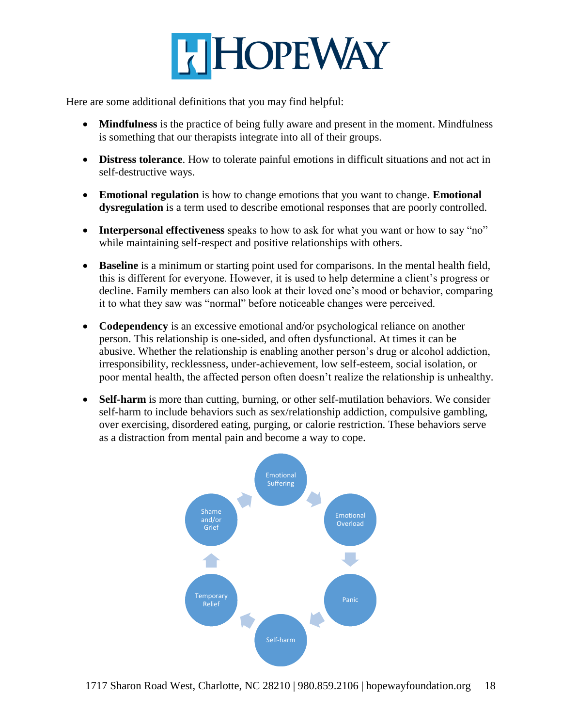Here are some additional definitions that you may find helpful:

- **Mindfulness** is the practice of being fully aware and present in the moment. Mindfulness is something that our therapists integrate into all of their groups.
- **Distress tolerance**. How to tolerate painful emotions in difficult situations and not act in self-destructive ways.
- **Emotional regulation** is how to change emotions that you want to change. **Emotional dysregulation** is a term used to describe emotional responses that are poorly controlled.
- **Interpersonal effectiveness** speaks to how to ask for what you want or how to say "no" while maintaining self-respect and positive relationships with others.
- **Baseline** is a minimum or starting point used for comparisons. In the mental health field, this is different for everyone. However, it is used to help determine a client's progress or decline. Family members can also look at their loved one's mood or behavior, comparing it to what they saw was "normal" before noticeable changes were perceived.
- **Codependency** is an excessive emotional and/or psychological reliance on another person. This relationship is one-sided, and often dysfunctional. At times it can be abusive. Whether the relationship is enabling another person's drug or alcohol addiction, irresponsibility, recklessness, under-achievement, low self-esteem, social isolation, or poor mental health, the affected person often doesn't realize the relationship is unhealthy.
- **Self-harm** is more than cutting, burning, or other self-mutilation behaviors. We consider self-harm to include behaviors such as sex/relationship addiction, compulsive gambling, over exercising, disordered eating, purging, or calorie restriction. These behaviors serve as a distraction from mental pain and become a way to cope.

Emotional Suffering → Emotional Overload → Panic → Self-harm → Temporary Relief → Shame and/or Grief → Emotional Suffering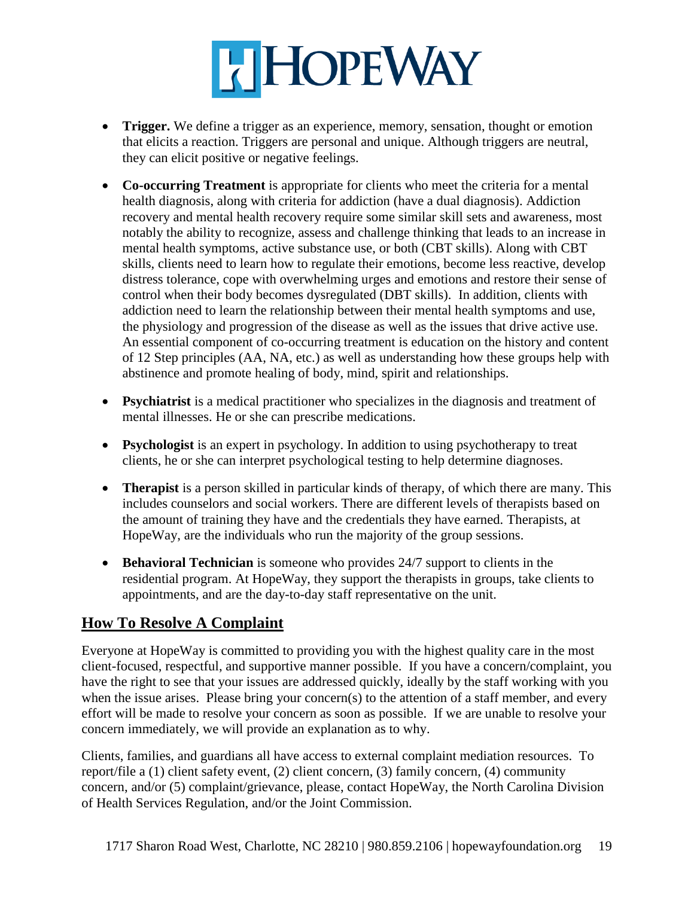- **Trigger.** We define a trigger as an experience, memory, sensation, thought or emotion that elicits a reaction. Triggers are personal and unique. Although triggers are neutral, they can elicit positive or negative feelings.
- **Co-occurring Treatment** is appropriate for clients who meet the criteria for a mental health diagnosis, along with criteria for addiction (have a dual diagnosis). Addiction recovery and mental health recovery require some similar skill sets and awareness, most notably the ability to recognize, assess and challenge thinking that leads to an increase in mental health symptoms, active substance use, or both (CBT skills). Along with CBT skills, clients need to learn how to regulate their emotions, become less reactive, develop distress tolerance, cope with overwhelming urges and emotions and restore their sense of control when their body becomes dysregulated (DBT skills). In addition, clients with addiction need to learn the relationship between their mental health symptoms and use, the physiology and progression of the disease as well as the issues that drive active use. An essential component of co-occurring treatment is education on the history and content of 12 Step principles (AA, NA, etc.) as well as understanding how these groups help with abstinence and promote healing of body, mind, spirit and relationships.
- **Psychiatrist** is a medical practitioner who specializes in the diagnosis and treatment of mental illnesses. He or she can prescribe medications.
- **Psychologist** is an expert in psychology. In addition to using psychotherapy to treat clients, he or she can interpret psychological testing to help determine diagnoses.
- **Therapist** is a person skilled in particular kinds of therapy, of which there are many. This includes counselors and social workers. There are different levels of therapists based on the amount of training they have and the credentials they have earned. Therapists, at HopeWay, are the individuals who run the majority of the group sessions.
- **Behavioral Technician** is someone who provides 24/7 support to clients in the residential program. At HopeWay, they support the therapists in groups, take clients to appointments, and are the day-to-day staff representative on the unit.

## How To Resolve A Complaint

Everyone at HopeWay is committed to providing you with the highest quality care in the most client-focused, respectful, and supportive manner possible. If you have a concern/complaint, you have the right to see that your issues are addressed quickly, ideally by the staff working with you when the issue arises. Please bring your concern(s) to the attention of a staff member, and every effort will be made to resolve your concern as soon as possible. If we are unable to resolve your concern immediately, we will provide an explanation as to why.

Clients, families, and guardians all have access to external complaint mediation resources. To report/file a (1) client safety event, (2) client concern, (3) family concern, (4) community concern, and/or (5) complaint/grievance, please, contact HopeWay, the North Carolina Division of Health Services Regulation, and/or the Joint Commission.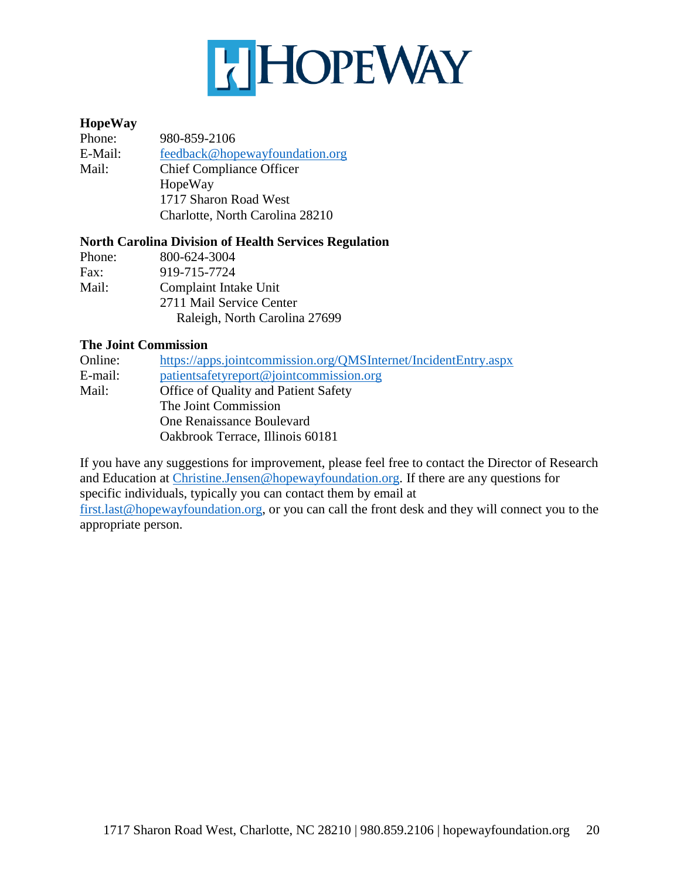**HopeWay**

Phone: 980-859-2106
E-Mail: feedback@hopewayfoundation.org
Mail: Chief Compliance Officer
HopeWay
1717 Sharon Road West
Charlotte, North Carolina 28210

**North Carolina Division of Health Services Regulation**

Phone: 800-624-3004
Fax: 919-715-7724
Mail: Complaint Intake Unit
2711 Mail Service Center
Raleigh, North Carolina 27699

**The Joint Commission**

Online: https://apps.jointcommission.org/QMSInternet/IncidentEntry.aspx
E-mail: patientsafetyreport@jointcommission.org
Mail: Office of Quality and Patient Safety
The Joint Commission
One Renaissance Boulevard
Oakbrook Terrace, Illinois 60181

If you have any suggestions for improvement, please feel free to contact the Director of Research and Education at Christine.Jensen@hopewayfoundation.org. If there are any questions for specific individuals, typically you can contact them by email at first.last@hopewayfoundation.org, or you can call the front desk and they will connect you to the appropriate person.